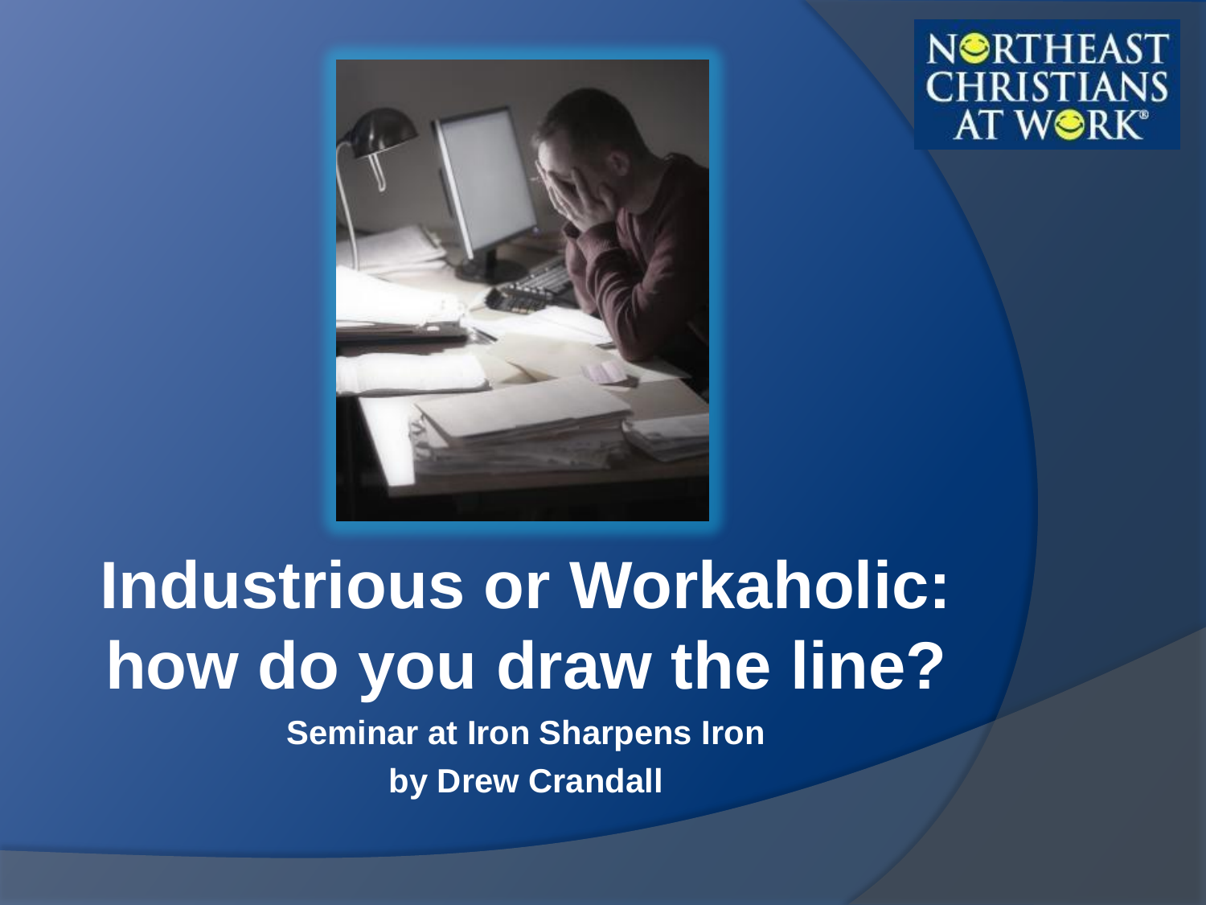# Industrious or Workaholic: how do you draw the line?

**Seminar at Iron Sharpens Iron**

**by Drew Crandall**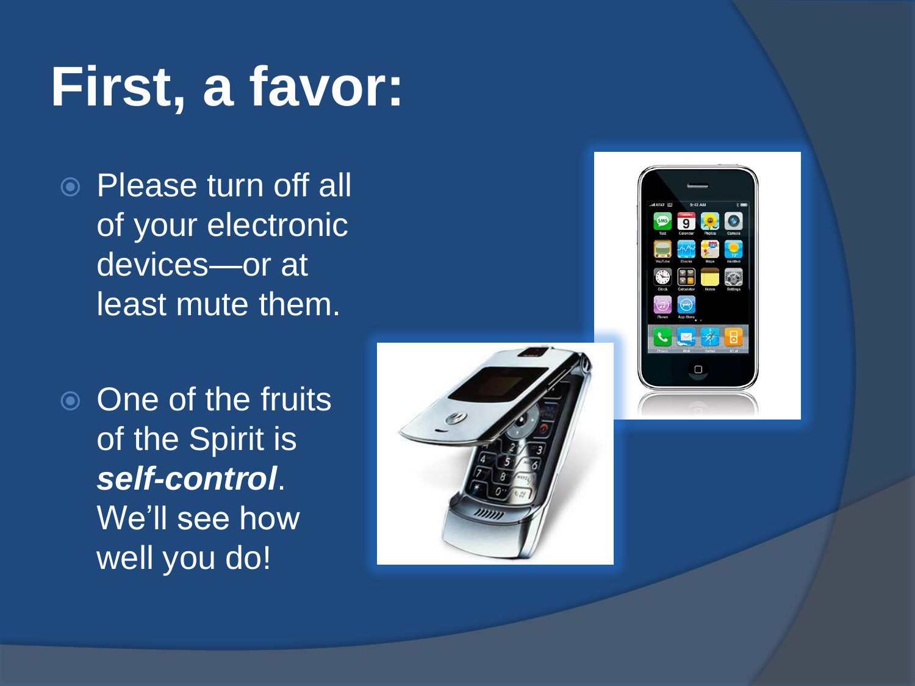# First, a favor:

- Please turn off all of your electronic devices—or at least mute them.

- One of the fruits of the Spirit is ***self-control***. We'll see how well you do!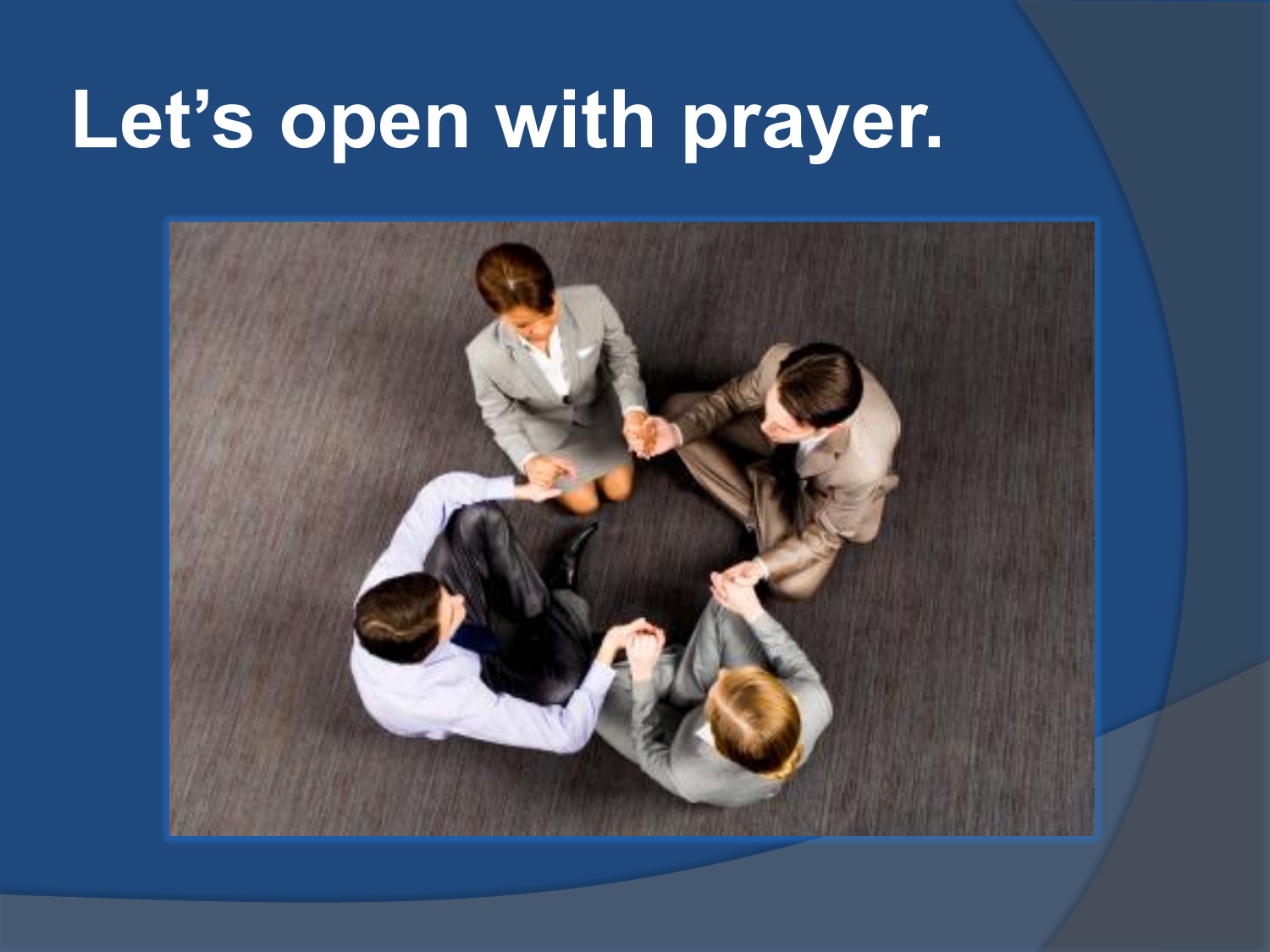# Let’s open with prayer.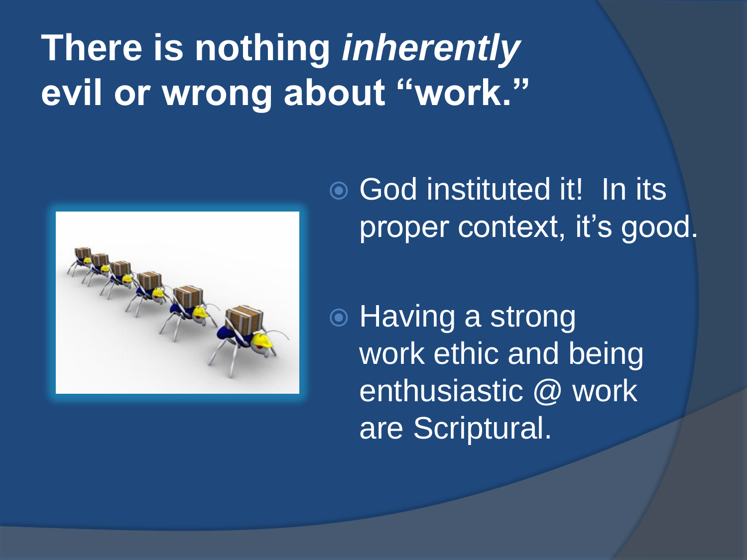# There is nothing *inherently* evil or wrong about "work."

- God instituted it! In its proper context, it's good.
- Having a strong work ethic and being enthusiastic @ work are Scriptural.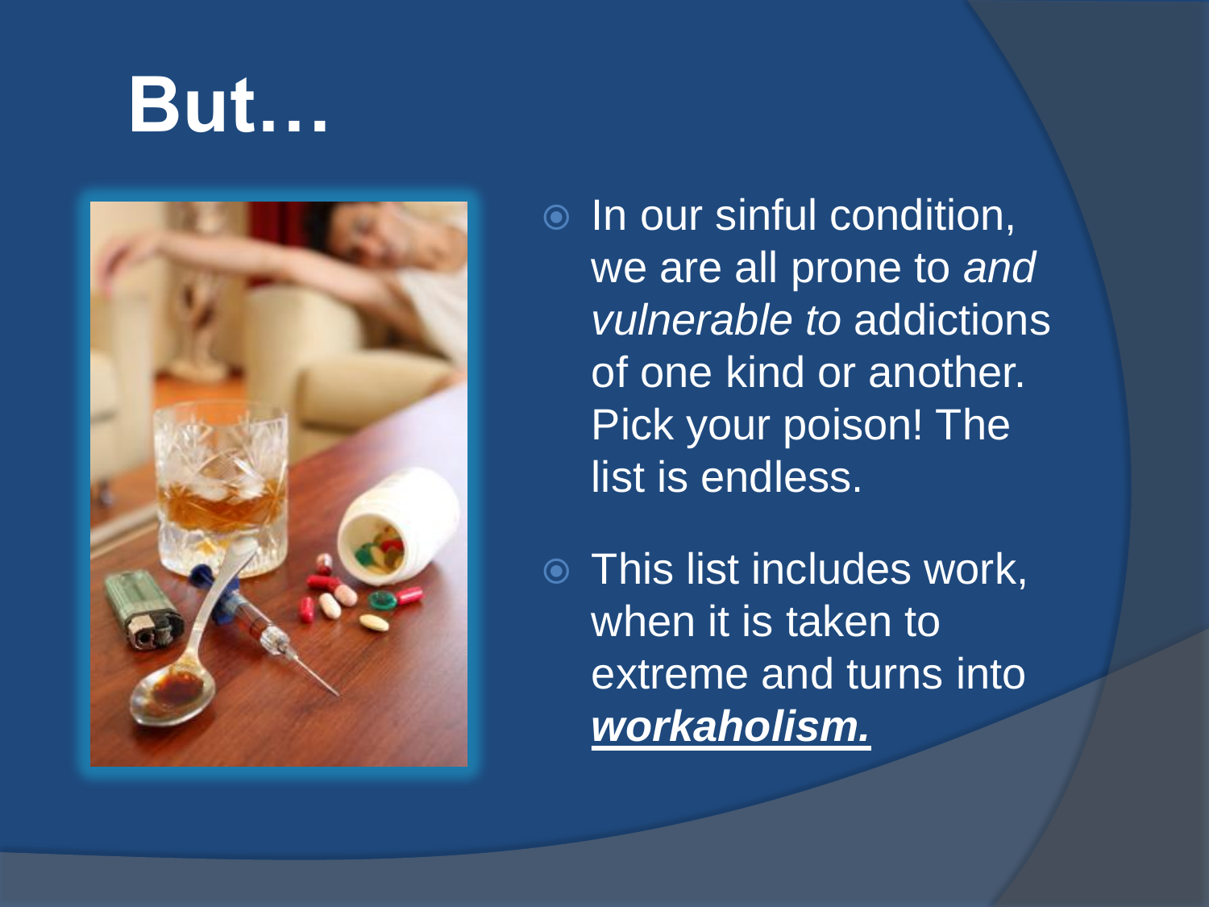# But…

- In our sinful condition, we are all prone to *and vulnerable to* addictions of one kind or another. Pick your poison! The list is endless.
- This list includes work, when it is taken to extreme and turns into ***workaholism.***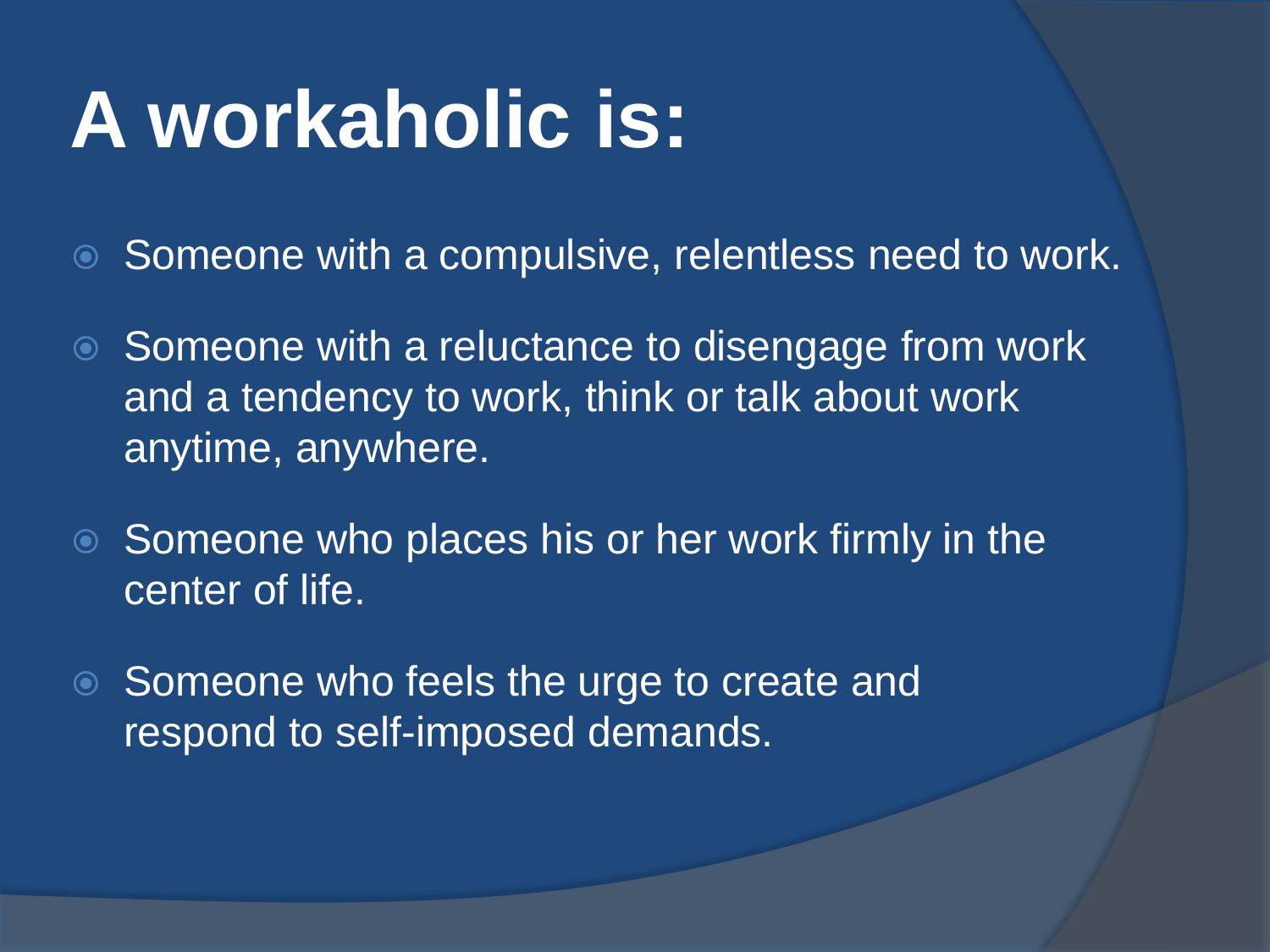# A workaholic is:

- Someone with a compulsive, relentless need to work.
- Someone with a reluctance to disengage from work and a tendency to work, think or talk about work anytime, anywhere.
- Someone who places his or her work firmly in the center of life.
- Someone who feels the urge to create and respond to self-imposed demands.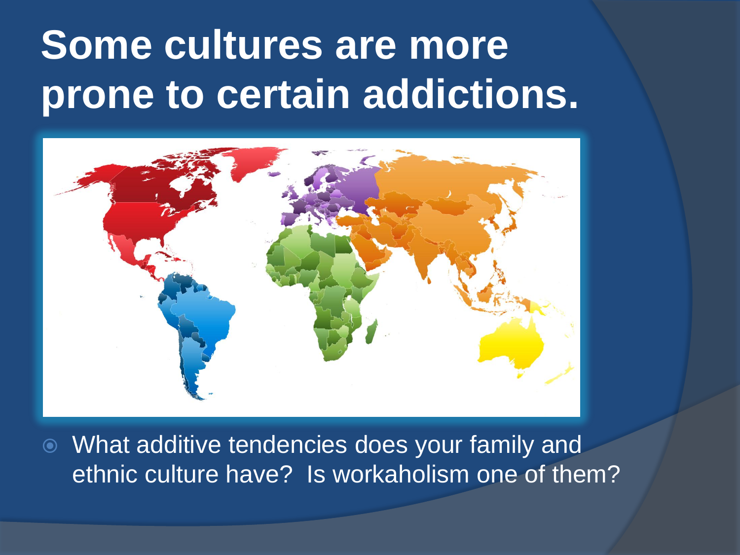# Some cultures are more prone to certain addictions.

- What additive tendencies does your family and ethnic culture have? Is workaholism one of them?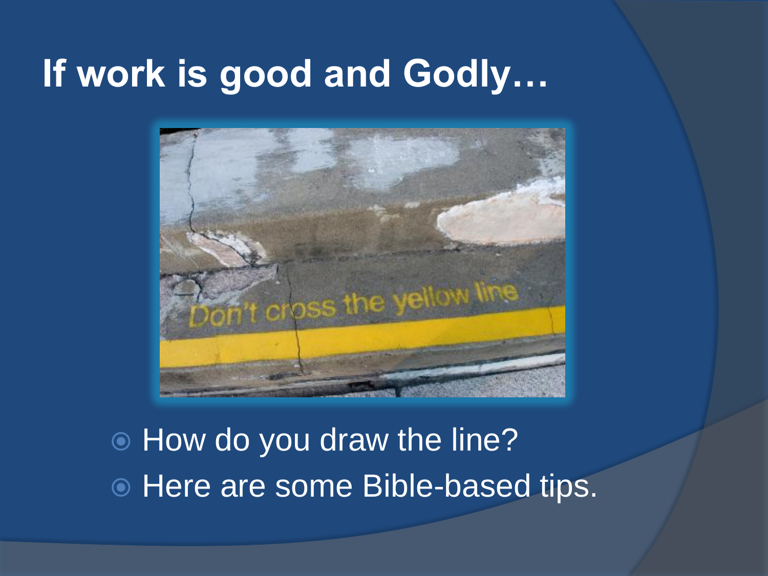# If work is good and Godly…

- How do you draw the line?
- Here are some Bible-based tips.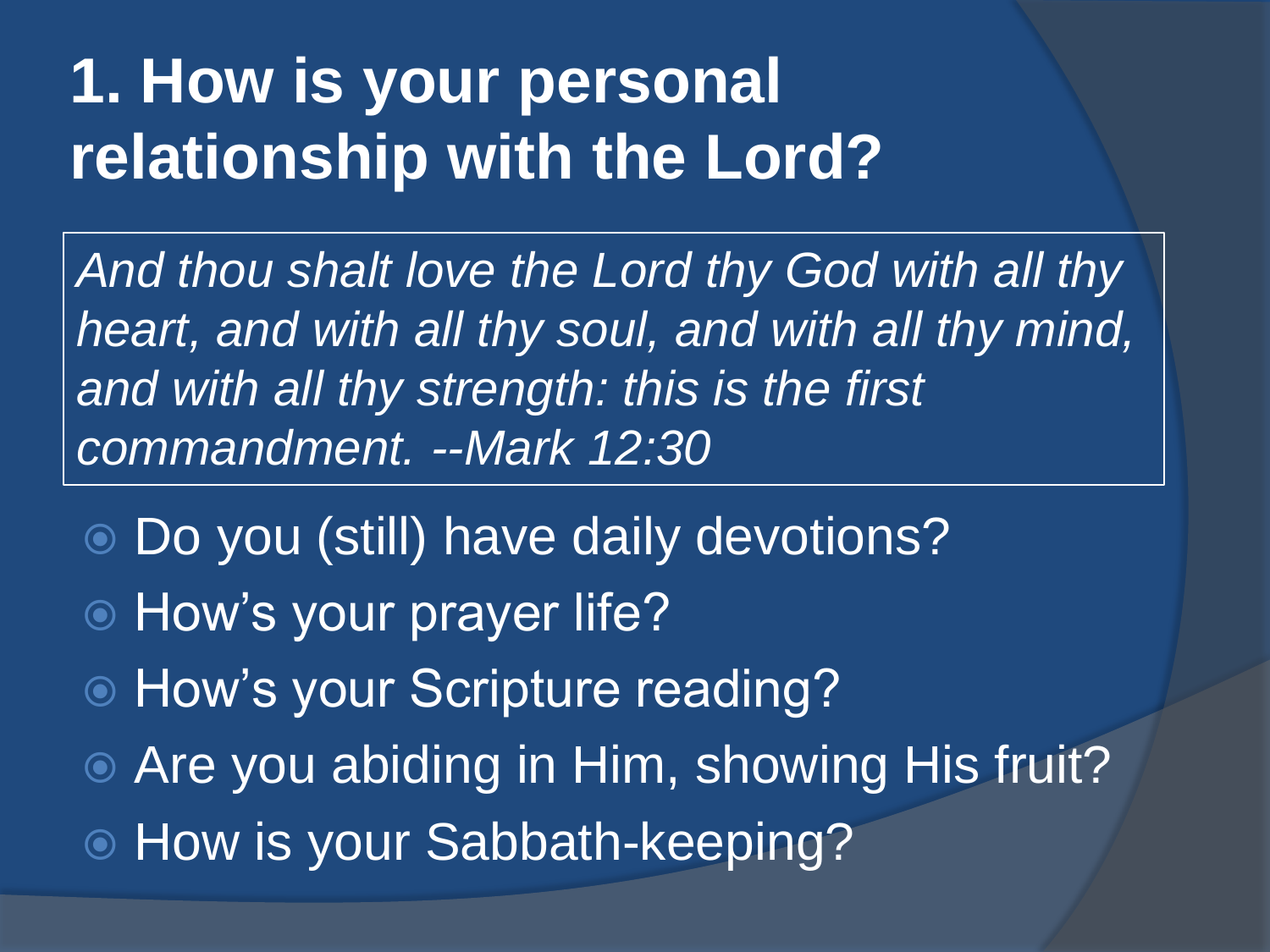# 1. How is your personal relationship with the Lord?

> *And thou shalt love the Lord thy God with all thy heart, and with all thy soul, and with all thy mind, and with all thy strength: this is the first commandment. --Mark 12:30*

- Do you (still) have daily devotions?
- How's your prayer life?
- How's your Scripture reading?
- Are you abiding in Him, showing His fruit?
- How is your Sabbath-keeping?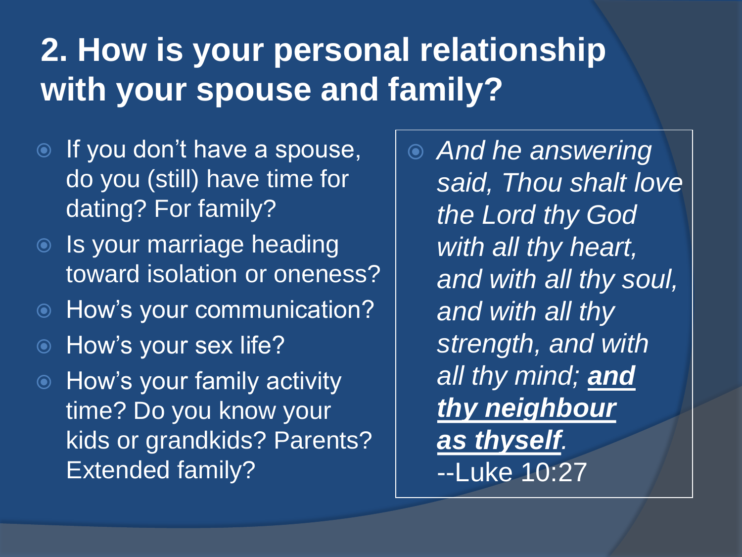## 2. How is your personal relationship with your spouse and family?

- If you don't have a spouse, do you (still) have time for dating? For family?
- Is your marriage heading toward isolation or oneness?
- How's your communication?
- How's your sex life?
- How's your family activity time? Do you know your kids or grandkids? Parents? Extended family?

- *And he answering said, Thou shalt love the Lord thy God with all thy heart, and with all thy soul, and with all thy strength, and with all thy mind;* ***<u>and thy neighbour as thyself</u>****.*
  --Luke 10:27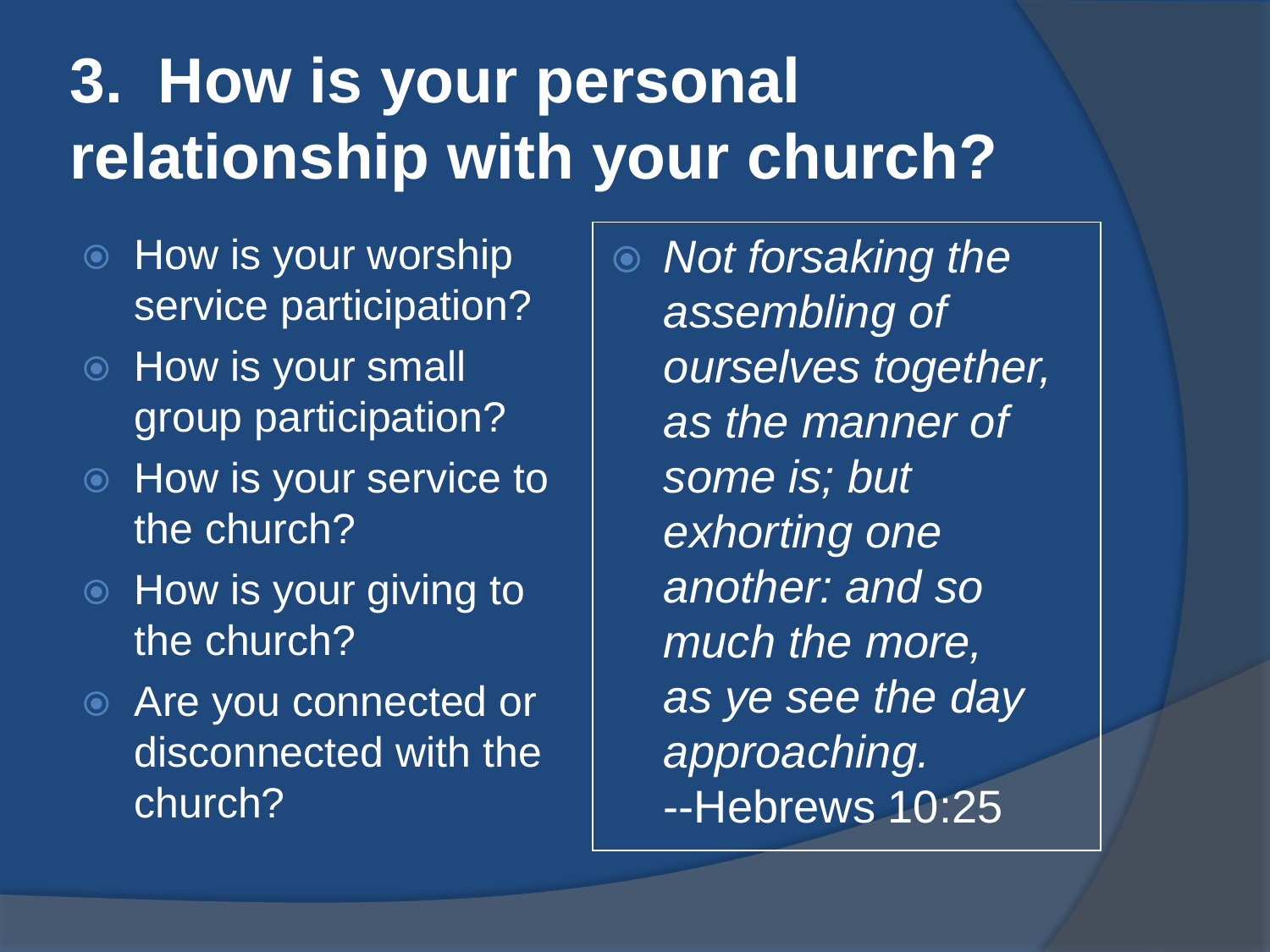# 3. How is your personal relationship with your church?

- How is your worship service participation?
- How is your small group participation?
- How is your service to the church?
- How is your giving to the church?
- Are you connected or disconnected with the church?

- *Not forsaking the assembling of ourselves together, as the manner of some is; but exhorting one another: and so much the more, as ye see the day approaching.* --Hebrews 10:25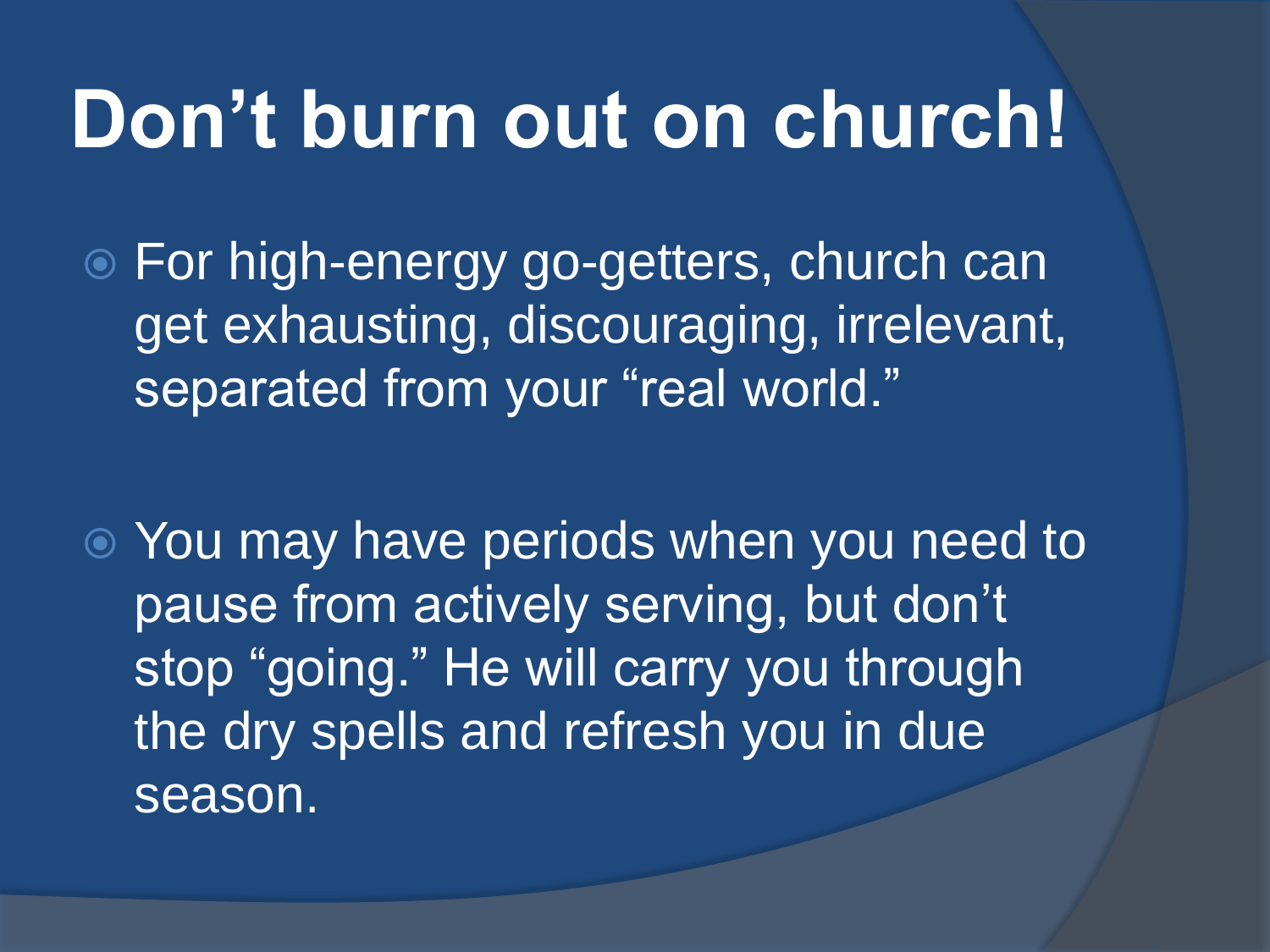# Don't burn out on church!

- For high-energy go-getters, church can get exhausting, discouraging, irrelevant, separated from your "real world."

- You may have periods when you need to pause from actively serving, but don't stop "going." He will carry you through the dry spells and refresh you in due season.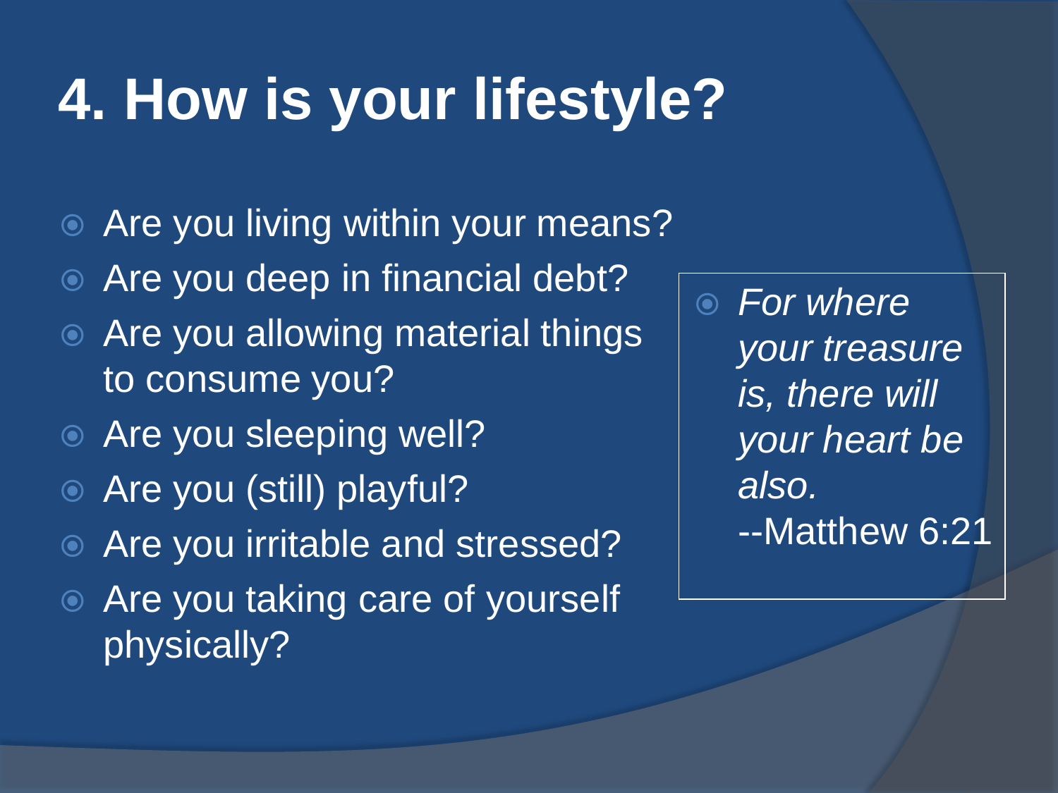# 4. How is your lifestyle?

- Are you living within your means?
- Are you deep in financial debt?
- Are you allowing material things to consume you?
- Are you sleeping well?
- Are you (still) playful?
- Are you irritable and stressed?
- Are you taking care of yourself physically?

- *For where your treasure is, there will your heart be also.*
  --Matthew 6:21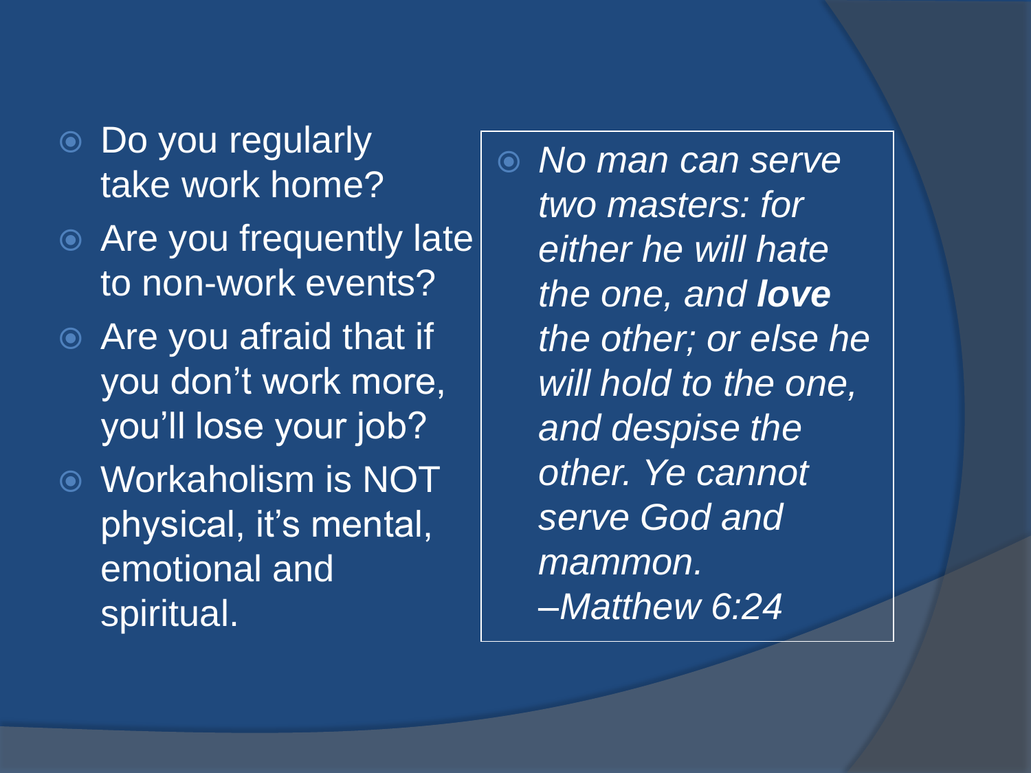- Do you regularly take work home?
- Are you frequently late to non-work events?
- Are you afraid that if you don’t work more, you’ll lose your job?
- Workaholism is NOT physical, it’s mental, emotional and spiritual.

- *No man can serve two masters: for either he will hate the one, and **love** the other; or else he will hold to the one, and despise the other. Ye cannot serve God and mammon. –Matthew 6:24*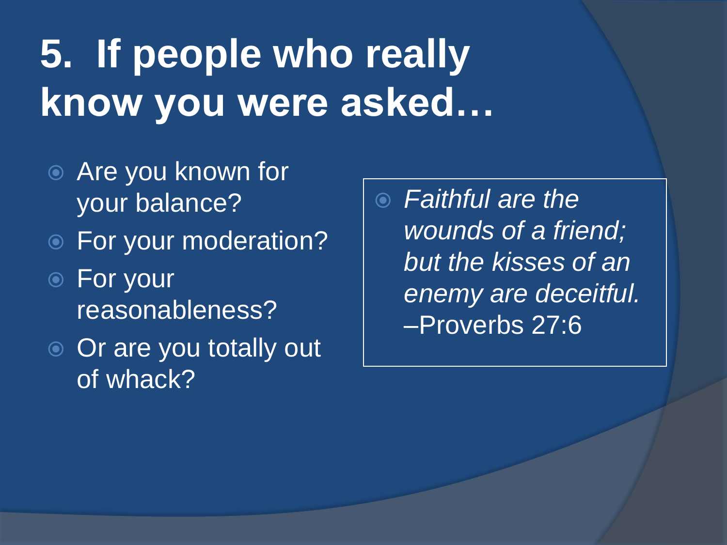# 5. If people who really know you were asked…

- Are you known for your balance?
- For your moderation?
- For your reasonableness?
- Or are you totally out of whack?

- *Faithful are the wounds of a friend; but the kisses of an enemy are deceitful.* –Proverbs 27:6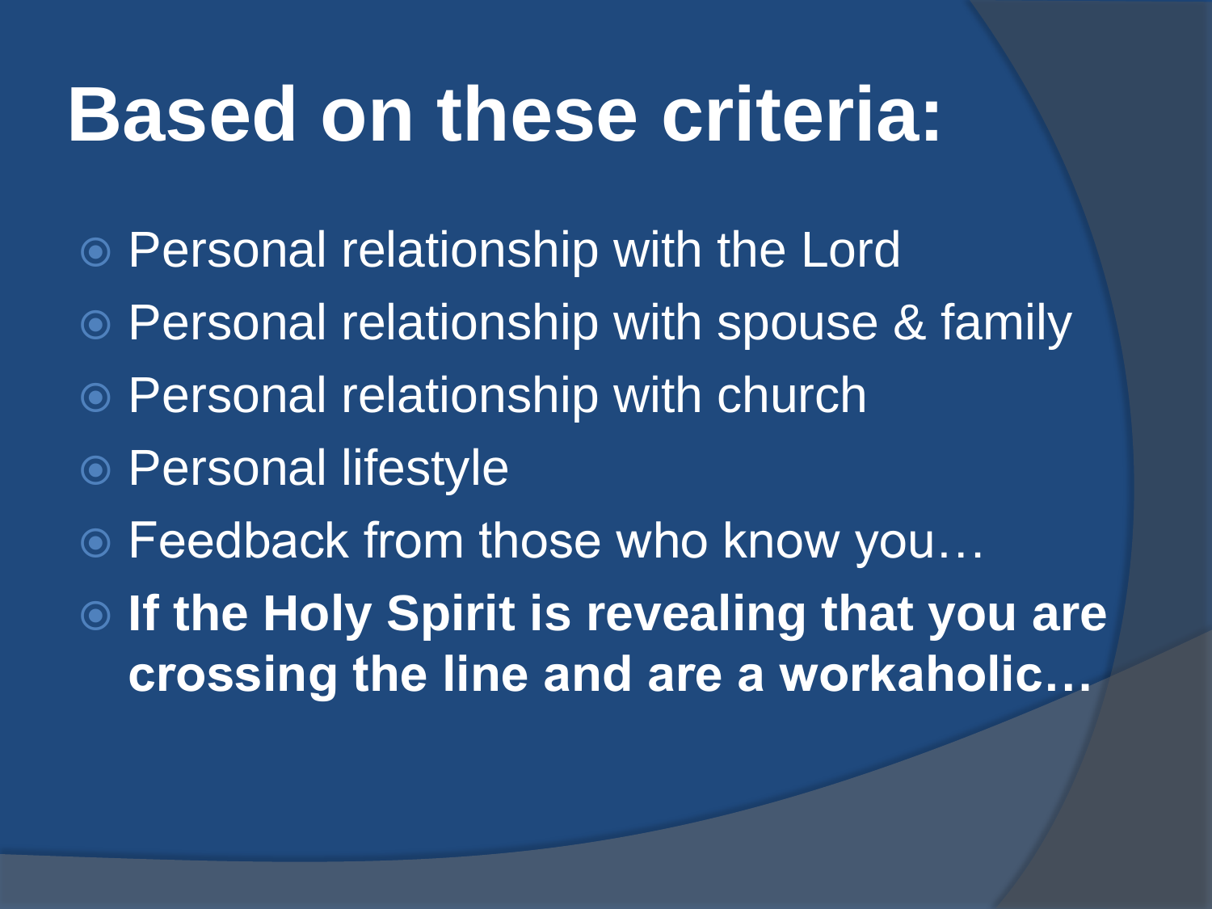# Based on these criteria:

- Personal relationship with the Lord
- Personal relationship with spouse & family
- Personal relationship with church
- Personal lifestyle
- Feedback from those who know you…
- **If the Holy Spirit is revealing that you are crossing the line and are a workaholic…**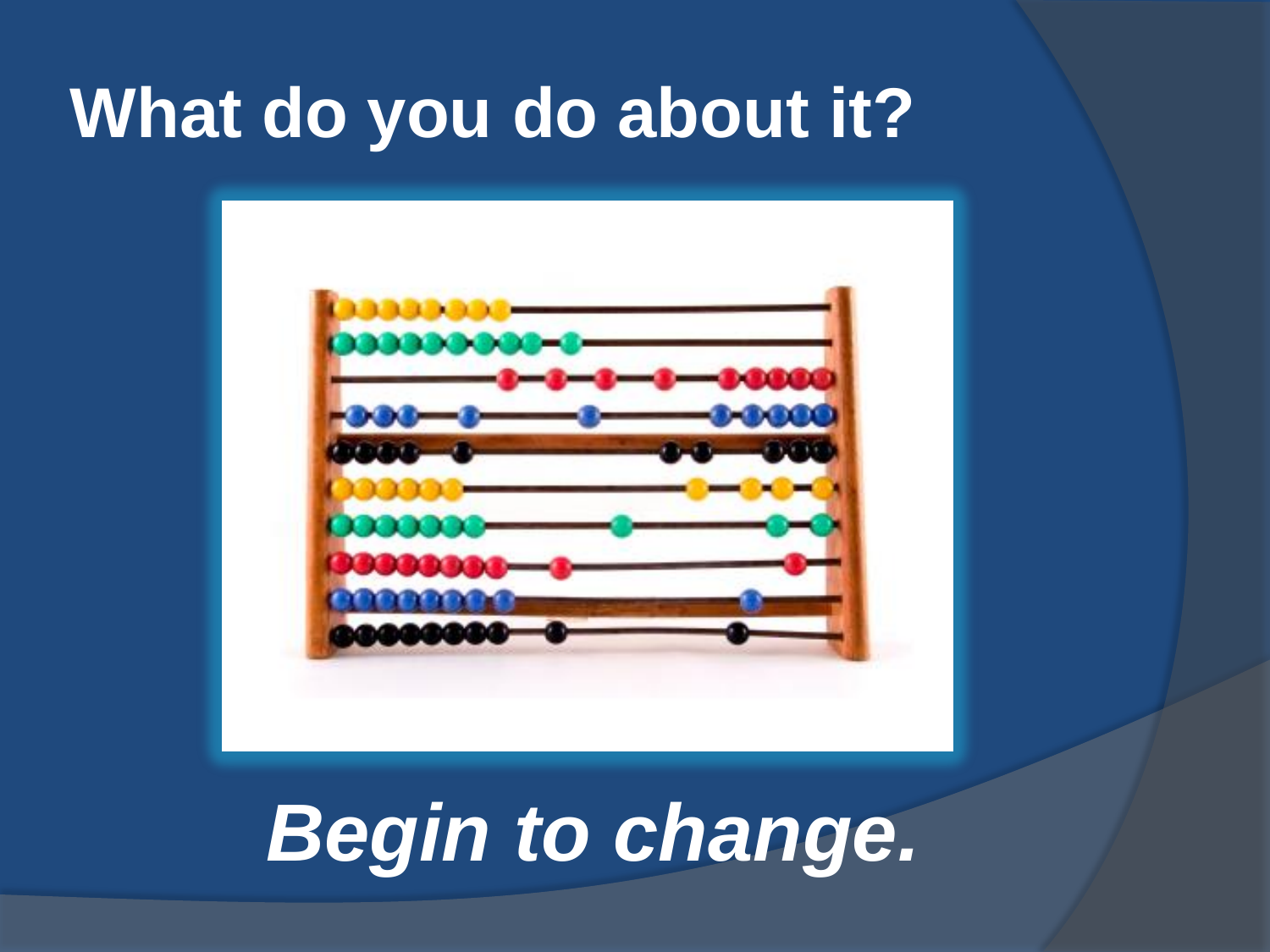# What do you do about it?

***Begin to change.***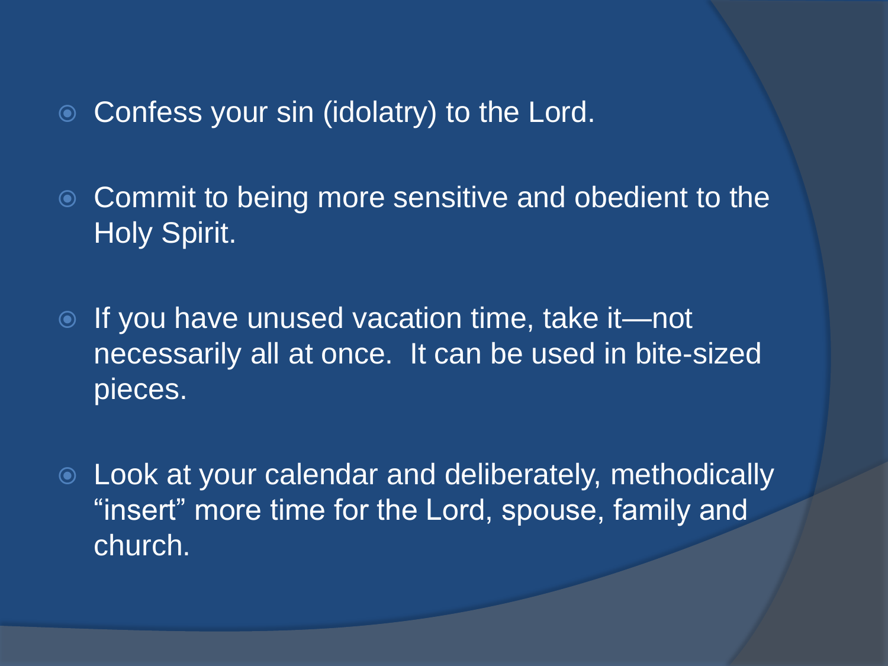- Confess your sin (idolatry) to the Lord.
- Commit to being more sensitive and obedient to the Holy Spirit.
- If you have unused vacation time, take it—not necessarily all at once.  It can be used in bite-sized pieces.
- Look at your calendar and deliberately, methodically "insert" more time for the Lord, spouse, family and church.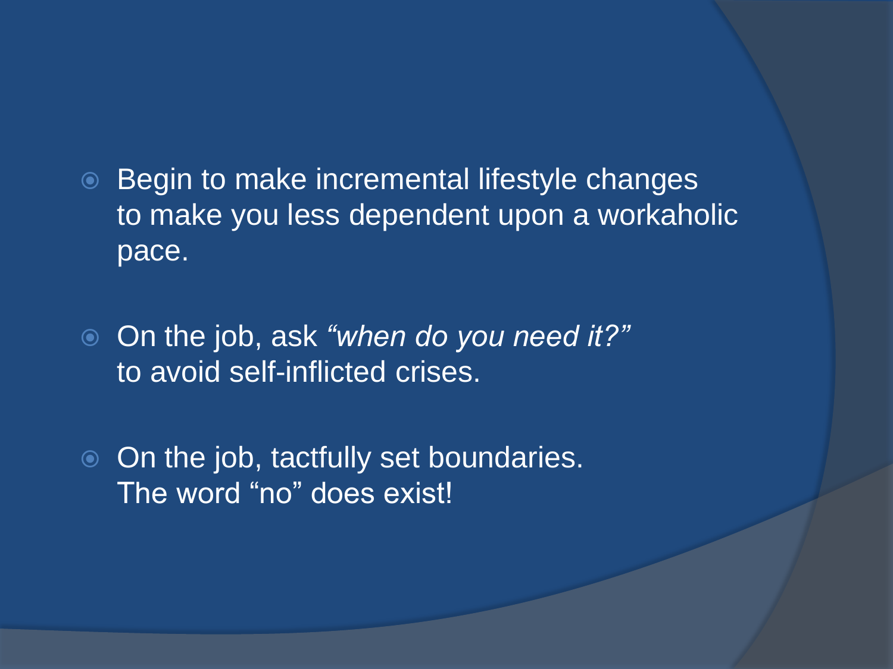- Begin to make incremental lifestyle changes to make you less dependent upon a workaholic pace.

- On the job, ask *"when do you need it?"* to avoid self-inflicted crises.

- On the job, tactfully set boundaries. The word "no" does exist!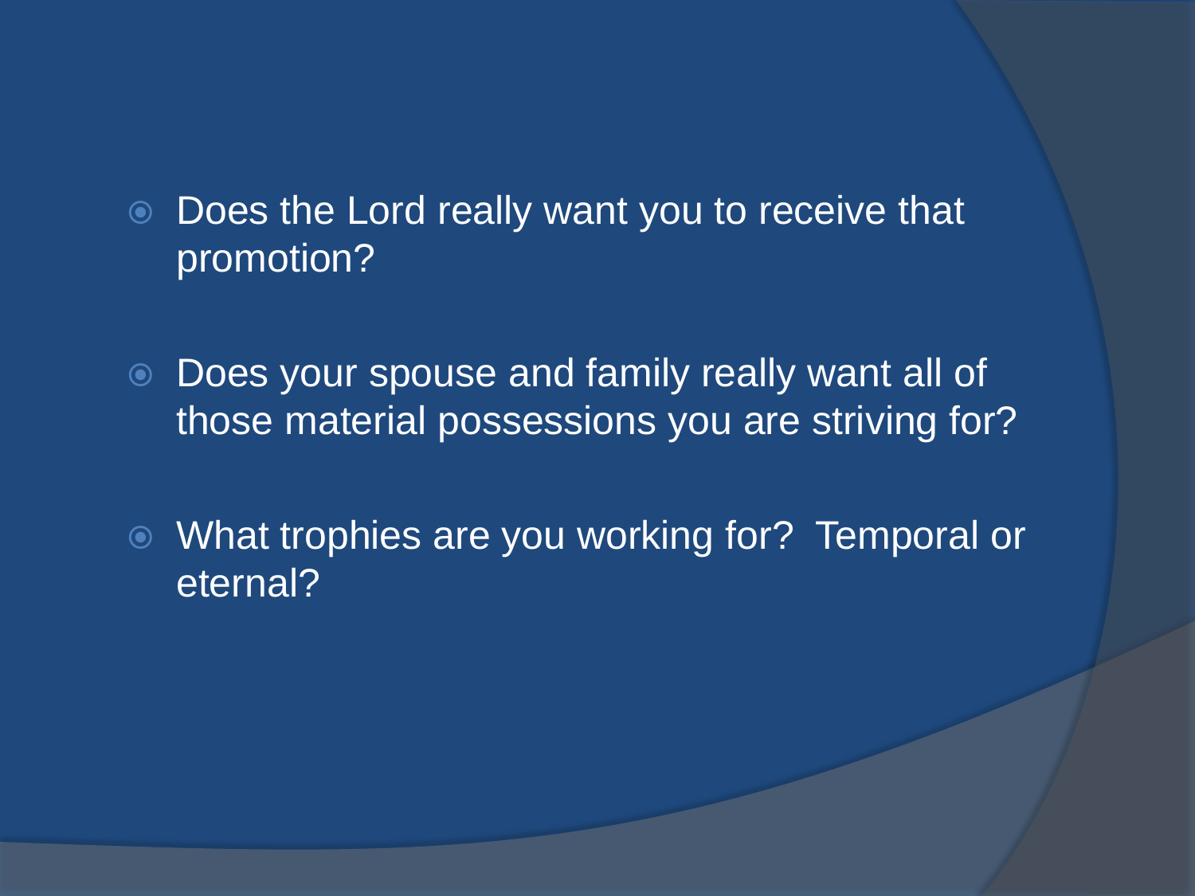- Does the Lord really want you to receive that promotion?
- Does your spouse and family really want all of those material possessions you are striving for?
- What trophies are you working for?  Temporal or eternal?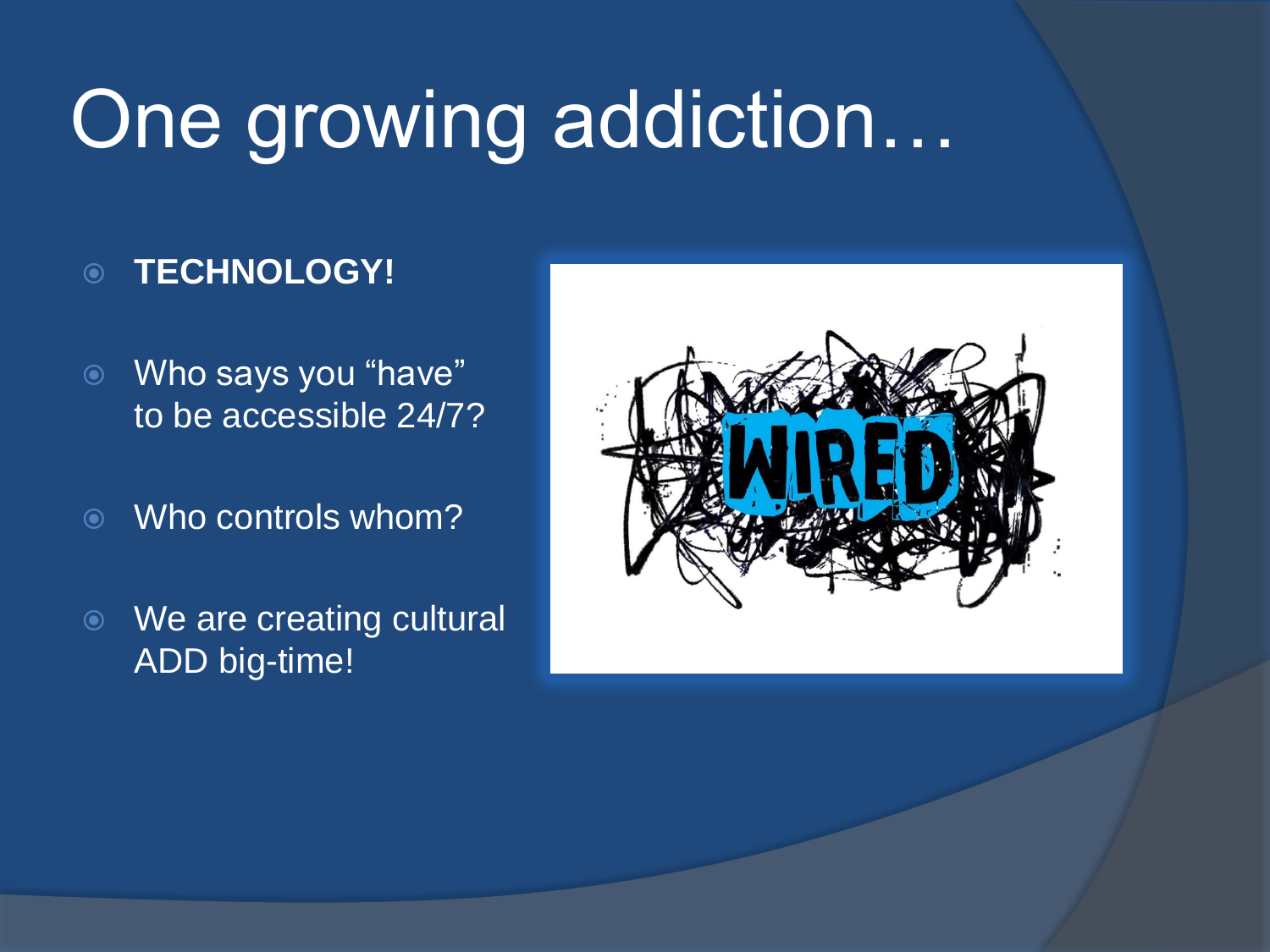# One growing addiction…

- **TECHNOLOGY!**
- Who says you "have" to be accessible 24/7?
- Who controls whom?
- We are creating cultural ADD big-time!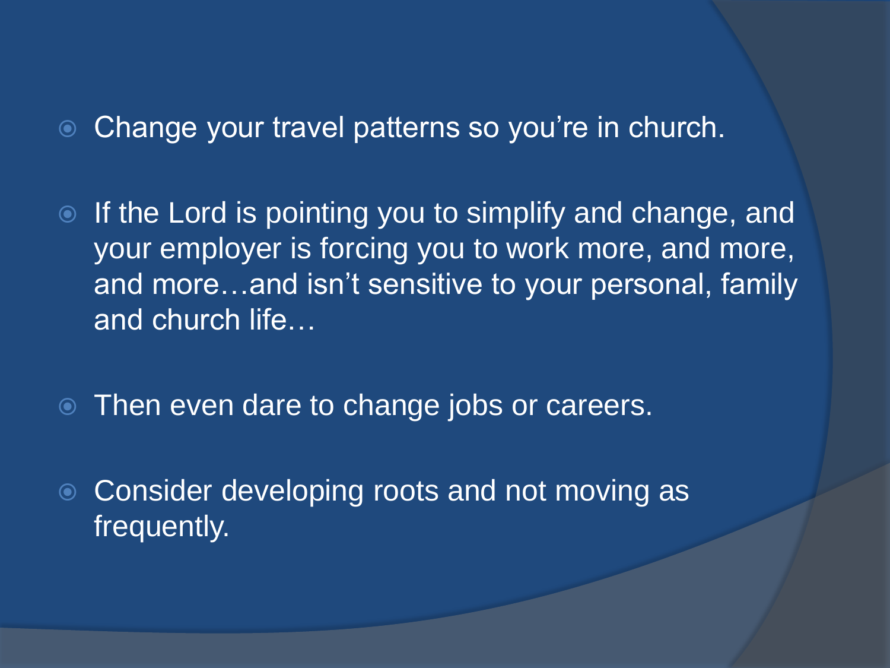- Change your travel patterns so you're in church.

- If the Lord is pointing you to simplify and change, and your employer is forcing you to work more, and more, and more…and isn't sensitive to your personal, family and church life…

- Then even dare to change jobs or careers.

- Consider developing roots and not moving as frequently.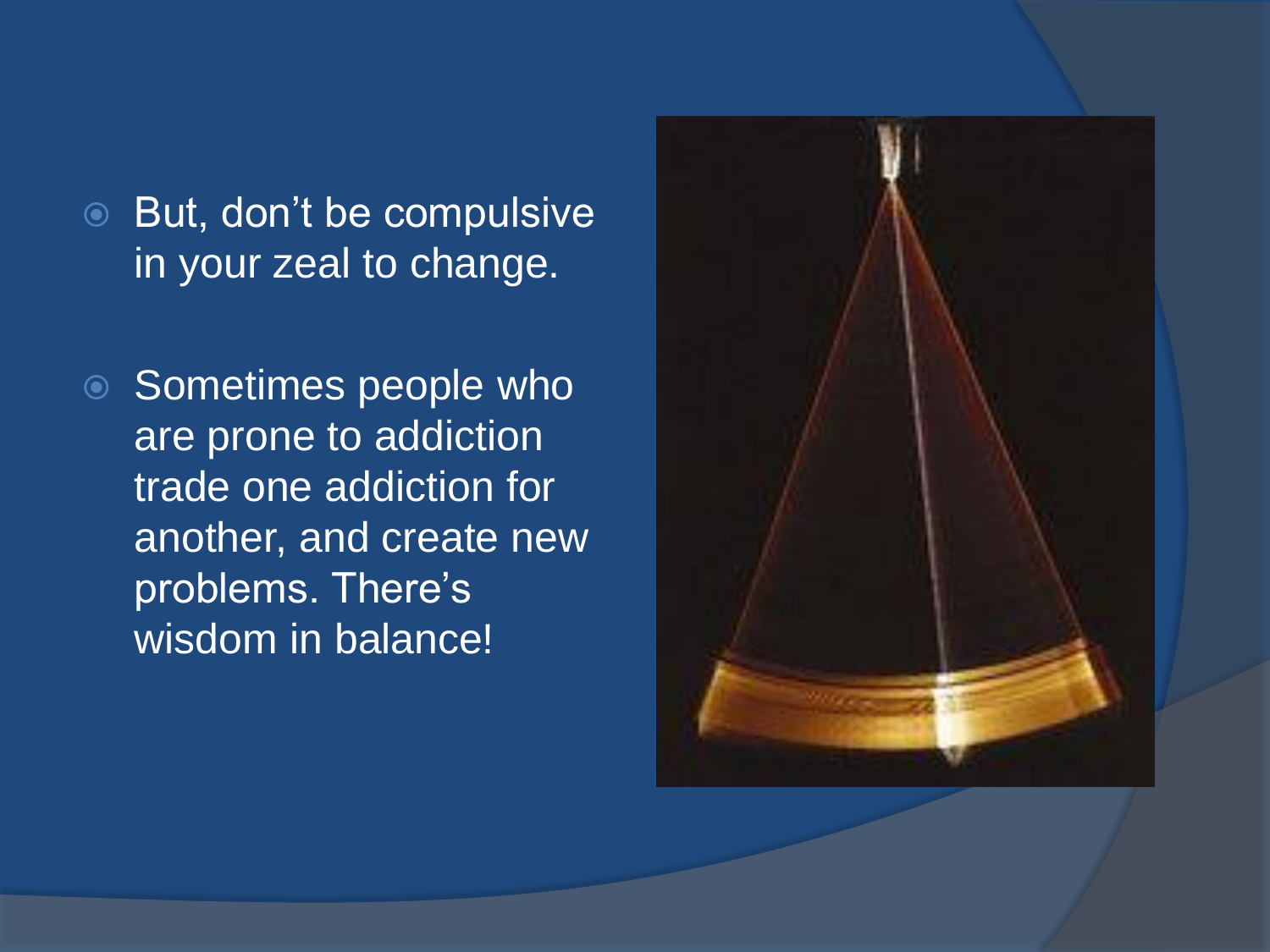- But, don't be compulsive in your zeal to change.
- Sometimes people who are prone to addiction trade one addiction for another, and create new problems. There's wisdom in balance!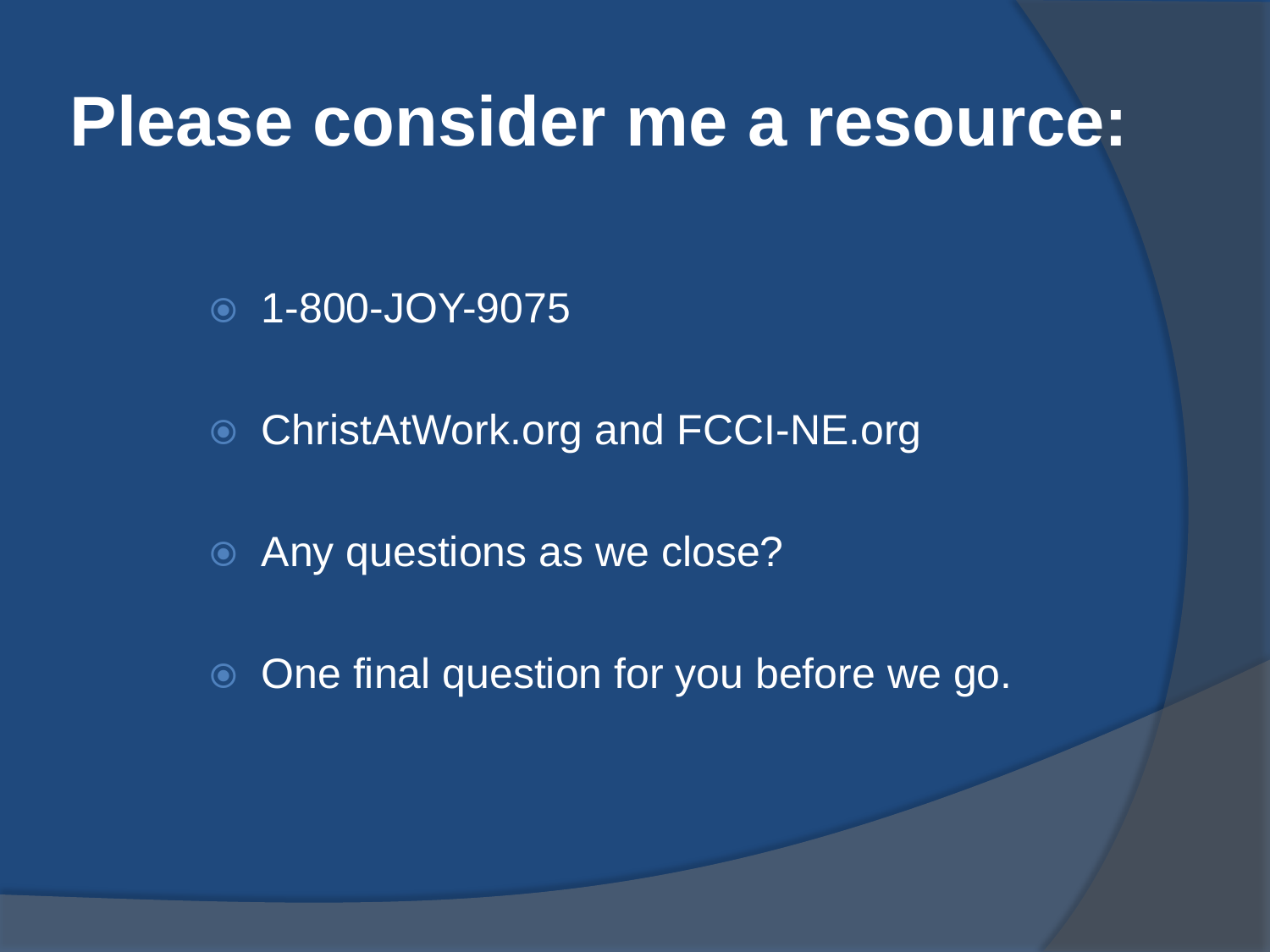# Please consider me a resource:

- 1-800-JOY-9075
- ChristAtWork.org and FCCI-NE.org
- Any questions as we close?
- One final question for you before we go.